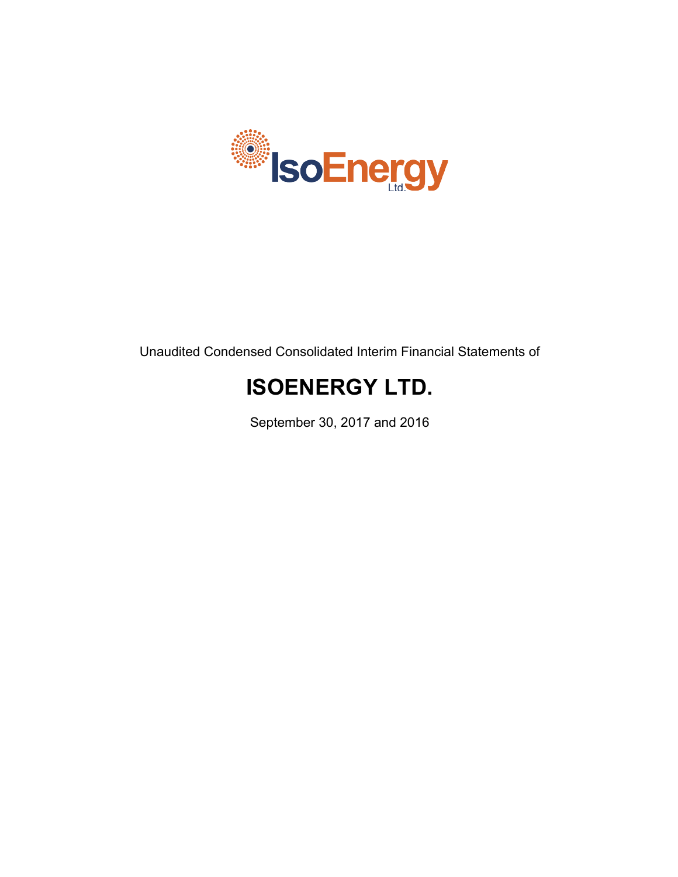Unaudited Condensed Consolidated Interim Financial Statements of

# ISOENERGY LTD.

September 30, 2017 and 2016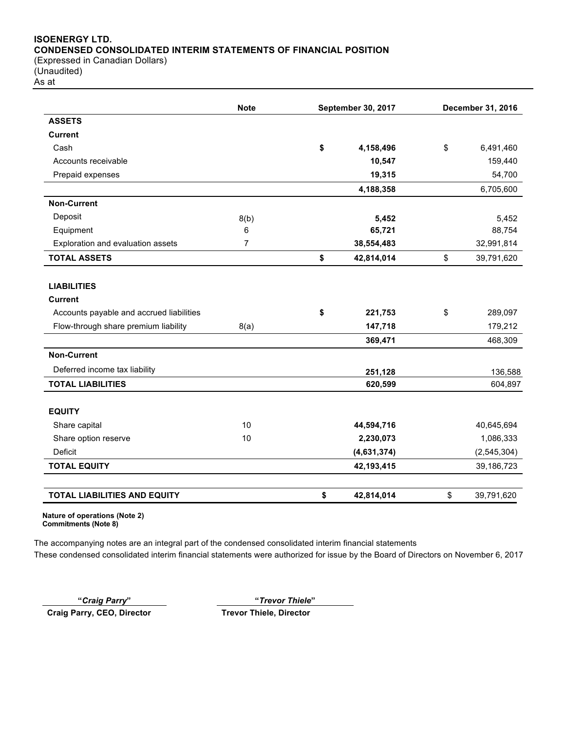**ISOENERGY LTD.**
**CONDENSED CONSOLIDATED INTERIM STATEMENTS OF FINANCIAL POSITION**
(Expressed in Canadian Dollars)
(Unaudited)
As at

| | Note | September 30, 2017 | December 31, 2016 |
|---|---|---|---|
| **ASSETS** | | | |
| **Current** | | | |
| Cash | | **$ 4,158,496** | $ 6,491,460 |
| Accounts receivable | | **10,547** | 159,440 |
| Prepaid expenses | | **19,315** | 54,700 |
| | | **4,188,358** | 6,705,600 |
| **Non-Current** | | | |
| Deposit | 8(b) | **5,452** | 5,452 |
| Equipment | 6 | **65,721** | 88,754 |
| Exploration and evaluation assets | 7 | **38,554,483** | 32,991,814 |
| **TOTAL ASSETS** | | **$ 42,814,014** | $ 39,791,620 |
| | | | |
| **LIABILITIES** | | | |
| **Current** | | | |
| Accounts payable and accrued liabilities | | **$ 221,753** | $ 289,097 |
| Flow-through share premium liability | 8(a) | **147,718** | 179,212 |
| | | **369,471** | 468,309 |
| **Non-Current** | | | |
| Deferred income tax liability | | **251,128** | 136,588 |
| **TOTAL LIABILITIES** | | **620,599** | 604,897 |
| | | | |
| **EQUITY** | | | |
| Share capital | 10 | **44,594,716** | 40,645,694 |
| Share option reserve | 10 | **2,230,073** | 1,086,333 |
| Deficit | | **(4,631,374)** | (2,545,304) |
| **TOTAL EQUITY** | | **42,193,415** | 39,186,723 |
| | | | |
| **TOTAL LIABILITIES AND EQUITY** | | **$ 42,814,014** | $ 39,791,620 |

**Nature of operations (Note 2)**
**Commitments (Note 8)**

The accompanying notes are an integral part of the condensed consolidated interim financial statements

These condensed consolidated interim financial statements were authorized for issue by the Board of Directors on November 6, 2017

"*Craig Parry*"
**Craig Parry, CEO, Director**

"*Trevor Thiele*"
**Trevor Thiele, Director**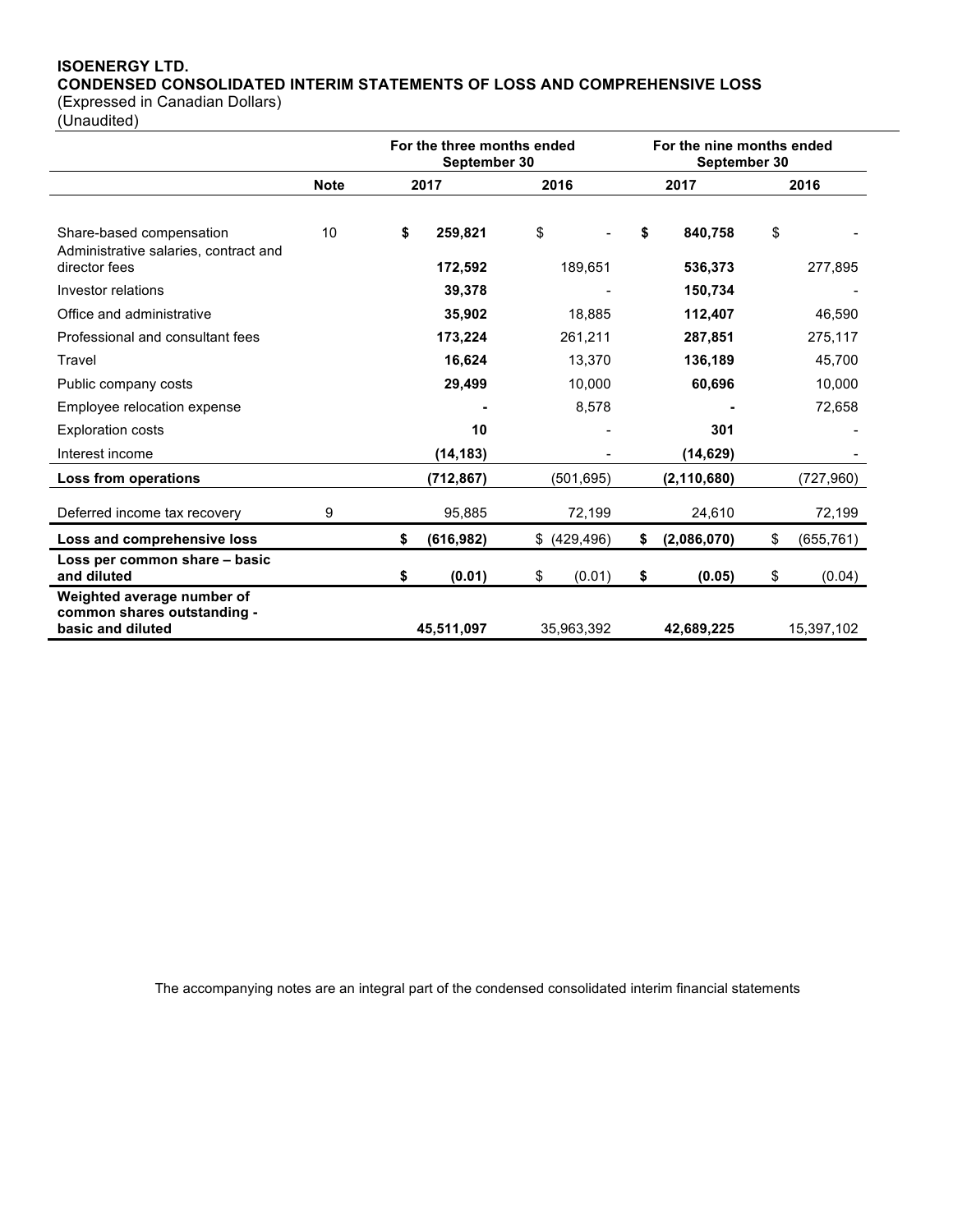**ISOENERGY LTD.**
**CONDENSED CONSOLIDATED INTERIM STATEMENTS OF LOSS AND COMPREHENSIVE LOSS**
(Expressed in Canadian Dollars)
(Unaudited)

| | | For the three months ended September 30 | | For the nine months ended September 30 | |
|---|---|---|---|---|---|
| | **Note** | **2017** | **2016** | **2017** | **2016** |
| Share-based compensation | 10 | **$ 259,821** | $ - | **$ 840,758** | $ - |
| Administrative salaries, contract and director fees | | **172,592** | 189,651 | **536,373** | 277,895 |
| Investor relations | | **39,378** | - | **150,734** | - |
| Office and administrative | | **35,902** | 18,885 | **112,407** | 46,590 |
| Professional and consultant fees | | **173,224** | 261,211 | **287,851** | 275,117 |
| Travel | | **16,624** | 13,370 | **136,189** | 45,700 |
| Public company costs | | **29,499** | 10,000 | **60,696** | 10,000 |
| Employee relocation expense | | **-** | 8,578 | **-** | 72,658 |
| Exploration costs | | **10** | - | **301** | - |
| Interest income | | **(14,183)** | - | **(14,629)** | - |
| **Loss from operations** | | **(712,867)** | (501,695) | **(2,110,680)** | (727,960) |
| Deferred income tax recovery | 9 | 95,885 | 72,199 | 24,610 | 72,199 |
| **Loss and comprehensive loss** | | **$ (616,982)** | $ (429,496) | **$ (2,086,070)** | $ (655,761) |
| **Loss per common share – basic and diluted** | | **$ (0.01)** | $ (0.01) | **$ (0.05)** | $ (0.04) |
| **Weighted average number of common shares outstanding - basic and diluted** | | **45,511,097** | 35,963,392 | **42,689,225** | 15,397,102 |

The accompanying notes are an integral part of the condensed consolidated interim financial statements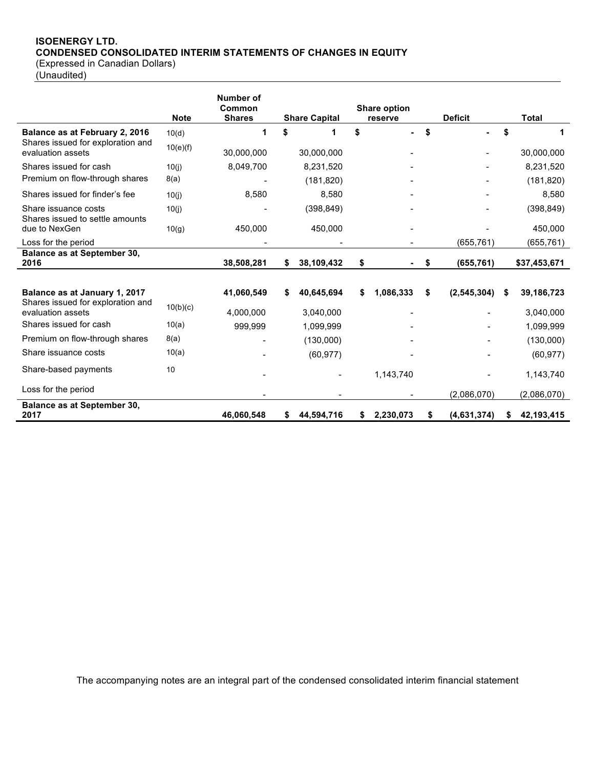**ISOENERGY LTD.**
**CONDENSED CONSOLIDATED INTERIM STATEMENTS OF CHANGES IN EQUITY**
(Expressed in Canadian Dollars)
(Unaudited)

| | Note | Number of Common Shares | Share Capital | Share option reserve | Deficit | Total |
|---|---|---|---|---|---|---|
| **Balance as at February 2, 2016** | 10(d) | **1** | **$ 1** | **$ -** | **$ -** | **$ 1** |
| Shares issued for exploration and evaluation assets | 10(e)(f) | 30,000,000 | 30,000,000 | - | - | 30,000,000 |
| Shares issued for cash | 10(j) | 8,049,700 | 8,231,520 | - | - | 8,231,520 |
| Premium on flow-through shares | 8(a) | - | (181,820) | - | - | (181,820) |
| Shares issued for finder's fee | 10(j) | 8,580 | 8,580 | - | - | 8,580 |
| Share issuance costs | 10(j) | - | (398,849) | - | - | (398,849) |
| Shares issued to settle amounts due to NexGen | 10(g) | 450,000 | 450,000 | - | - | 450,000 |
| Loss for the period | | - | - | - | (655,761) | (655,761) |
| **Balance as at September 30, 2016** | | **38,508,281** | **$ 38,109,432** | **$ -** | **$ (655,761)** | **$37,453,671** |
| | | | | | | |
| **Balance as at January 1, 2017** | | **41,060,549** | **$ 40,645,694** | **$ 1,086,333** | **$ (2,545,304)** | **$ 39,186,723** |
| Shares issued for exploration and evaluation assets | 10(b)(c) | 4,000,000 | 3,040,000 | - | - | 3,040,000 |
| Shares issued for cash | 10(a) | 999,999 | 1,099,999 | - | - | 1,099,999 |
| Premium on flow-through shares | 8(a) | - | (130,000) | - | - | (130,000) |
| Share issuance costs | 10(a) | - | (60,977) | - | - | (60,977) |
| Share-based payments | 10 | - | - | 1,143,740 | - | 1,143,740 |
| Loss for the period | | - | - | - | (2,086,070) | (2,086,070) |
| **Balance as at September 30, 2017** | | **46,060,548** | **$ 44,594,716** | **$ 2,230,073** | **$ (4,631,374)** | **$ 42,193,415** |

The accompanying notes are an integral part of the condensed consolidated interim financial statement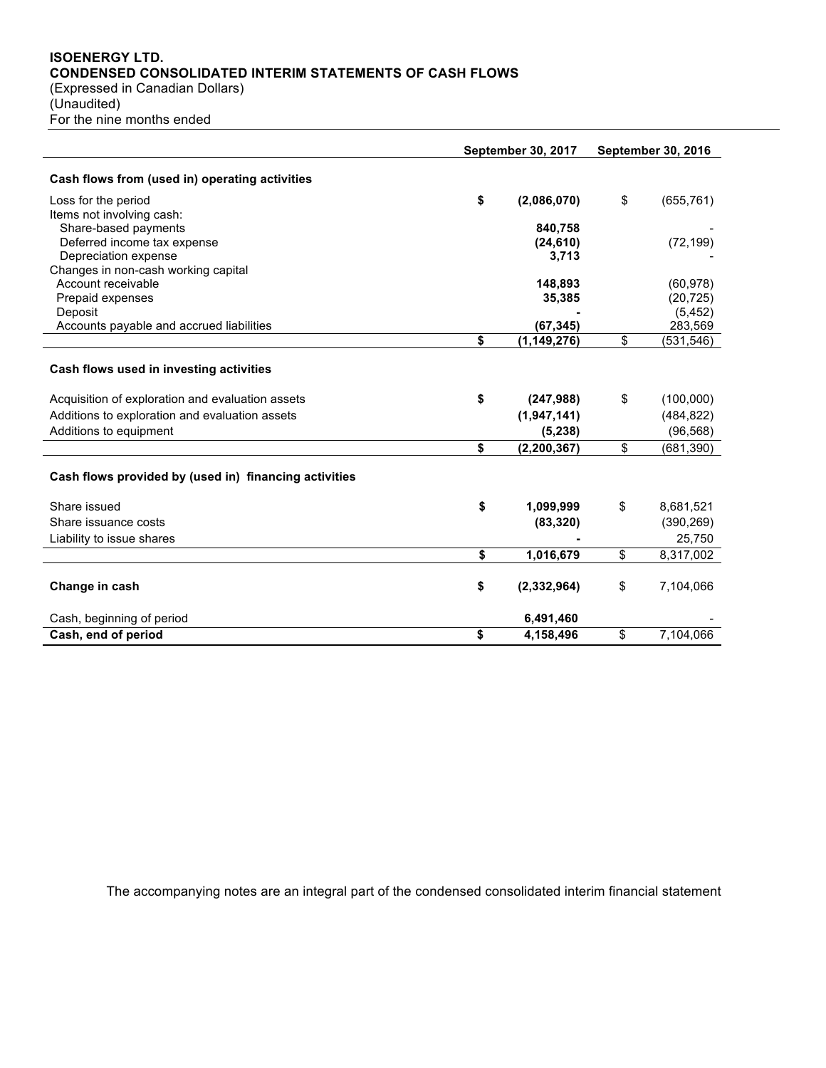**ISOENERGY LTD.**
**CONDENSED CONSOLIDATED INTERIM STATEMENTS OF CASH FLOWS**
(Expressed in Canadian Dollars)
(Unaudited)
For the nine months ended

| | September 30, 2017 | September 30, 2016 |
|---|---|---|
| **Cash flows from (used in) operating activities** | | |
| Loss for the period | **$ (2,086,070)** | $ (655,761) |
| Items not involving cash: | | |
| Share-based payments | **840,758** | - |
| Deferred income tax expense | **(24,610)** | (72,199) |
| Depreciation expense | **3,713** | - |
| Changes in non-cash working capital | | |
| Account receivable | **148,893** | (60,978) |
| Prepaid expenses | **35,385** | (20,725) |
| Deposit | **-** | (5,452) |
| Accounts payable and accrued liabilities | **(67,345)** | 283,569 |
| | **$ (1,149,276)** | $ (531,546) |
| **Cash flows used in investing activities** | | |
| Acquisition of exploration and evaluation assets | **$ (247,988)** | $ (100,000) |
| Additions to exploration and evaluation assets | **(1,947,141)** | (484,822) |
| Additions to equipment | **(5,238)** | (96,568) |
| | **$ (2,200,367)** | $ (681,390) |
| **Cash flows provided by (used in) financing activities** | | |
| Share issued | **$ 1,099,999** | $ 8,681,521 |
| Share issuance costs | **(83,320)** | (390,269) |
| Liability to issue shares | **-** | 25,750 |
| | **$ 1,016,679** | $ 8,317,002 |
| **Change in cash** | **$ (2,332,964)** | $ 7,104,066 |
| Cash, beginning of period | **6,491,460** | - |
| **Cash, end of period** | **$ 4,158,496** | $ 7,104,066 |

The accompanying notes are an integral part of the condensed consolidated interim financial statement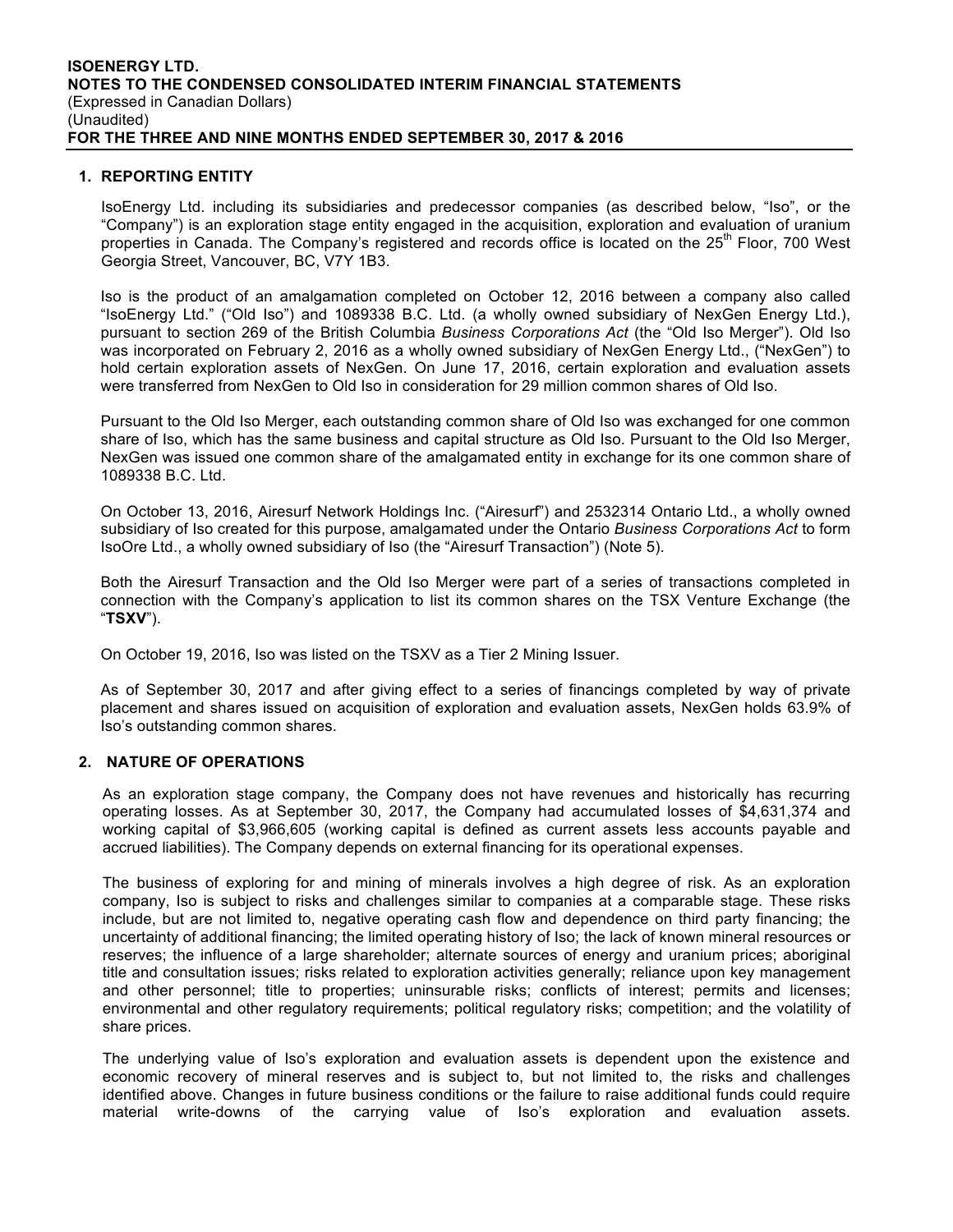## 1. REPORTING ENTITY

IsoEnergy Ltd. including its subsidiaries and predecessor companies (as described below, "Iso", or the "Company") is an exploration stage entity engaged in the acquisition, exploration and evaluation of uranium properties in Canada. The Company's registered and records office is located on the 25th Floor, 700 West Georgia Street, Vancouver, BC, V7Y 1B3.

Iso is the product of an amalgamation completed on October 12, 2016 between a company also called "IsoEnergy Ltd." ("Old Iso") and 1089338 B.C. Ltd. (a wholly owned subsidiary of NexGen Energy Ltd.), pursuant to section 269 of the British Columbia *Business Corporations Act* (the "Old Iso Merger"). Old Iso was incorporated on February 2, 2016 as a wholly owned subsidiary of NexGen Energy Ltd., ("NexGen") to hold certain exploration assets of NexGen. On June 17, 2016, certain exploration and evaluation assets were transferred from NexGen to Old Iso in consideration for 29 million common shares of Old Iso.

Pursuant to the Old Iso Merger, each outstanding common share of Old Iso was exchanged for one common share of Iso, which has the same business and capital structure as Old Iso. Pursuant to the Old Iso Merger, NexGen was issued one common share of the amalgamated entity in exchange for its one common share of 1089338 B.C. Ltd.

On October 13, 2016, Airesurf Network Holdings Inc. ("Airesurf") and 2532314 Ontario Ltd., a wholly owned subsidiary of Iso created for this purpose, amalgamated under the Ontario *Business Corporations Act* to form IsoOre Ltd., a wholly owned subsidiary of Iso (the "Airesurf Transaction") (Note 5).

Both the Airesurf Transaction and the Old Iso Merger were part of a series of transactions completed in connection with the Company's application to list its common shares on the TSX Venture Exchange (the "**TSXV**").

On October 19, 2016, Iso was listed on the TSXV as a Tier 2 Mining Issuer.

As of September 30, 2017 and after giving effect to a series of financings completed by way of private placement and shares issued on acquisition of exploration and evaluation assets, NexGen holds 63.9% of Iso's outstanding common shares.

## 2. NATURE OF OPERATIONS

As an exploration stage company, the Company does not have revenues and historically has recurring operating losses. As at September 30, 2017, the Company had accumulated losses of $4,631,374 and working capital of $3,966,605 (working capital is defined as current assets less accounts payable and accrued liabilities). The Company depends on external financing for its operational expenses.

The business of exploring for and mining of minerals involves a high degree of risk. As an exploration company, Iso is subject to risks and challenges similar to companies at a comparable stage. These risks include, but are not limited to, negative operating cash flow and dependence on third party financing; the uncertainty of additional financing; the limited operating history of Iso; the lack of known mineral resources or reserves; the influence of a large shareholder; alternate sources of energy and uranium prices; aboriginal title and consultation issues; risks related to exploration activities generally; reliance upon key management and other personnel; title to properties; uninsurable risks; conflicts of interest; permits and licenses; environmental and other regulatory requirements; political regulatory risks; competition; and the volatility of share prices.

The underlying value of Iso's exploration and evaluation assets is dependent upon the existence and economic recovery of mineral reserves and is subject to, but not limited to, the risks and challenges identified above. Changes in future business conditions or the failure to raise additional funds could require material write-downs of the carrying value of Iso's exploration and evaluation assets.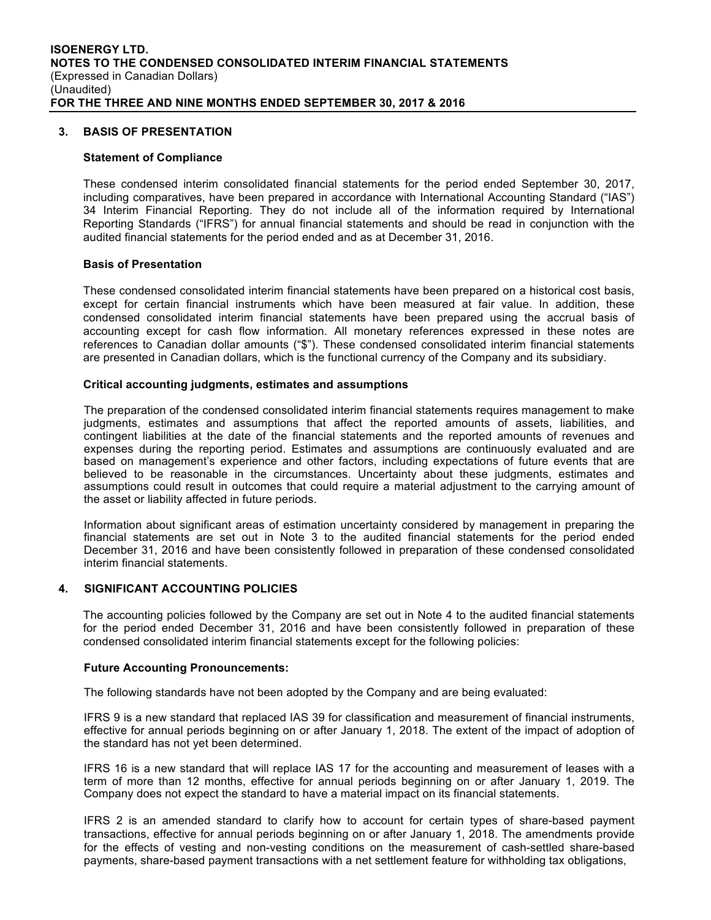## 3. BASIS OF PRESENTATION

### Statement of Compliance

These condensed interim consolidated financial statements for the period ended September 30, 2017, including comparatives, have been prepared in accordance with International Accounting Standard ("IAS") 34 Interim Financial Reporting. They do not include all of the information required by International Reporting Standards ("IFRS") for annual financial statements and should be read in conjunction with the audited financial statements for the period ended and as at December 31, 2016.

### Basis of Presentation

These condensed consolidated interim financial statements have been prepared on a historical cost basis, except for certain financial instruments which have been measured at fair value. In addition, these condensed consolidated interim financial statements have been prepared using the accrual basis of accounting except for cash flow information. All monetary references expressed in these notes are references to Canadian dollar amounts ("$"). These condensed consolidated interim financial statements are presented in Canadian dollars, which is the functional currency of the Company and its subsidiary.

### Critical accounting judgments, estimates and assumptions

The preparation of the condensed consolidated interim financial statements requires management to make judgments, estimates and assumptions that affect the reported amounts of assets, liabilities, and contingent liabilities at the date of the financial statements and the reported amounts of revenues and expenses during the reporting period. Estimates and assumptions are continuously evaluated and are based on management's experience and other factors, including expectations of future events that are believed to be reasonable in the circumstances. Uncertainty about these judgments, estimates and assumptions could result in outcomes that could require a material adjustment to the carrying amount of the asset or liability affected in future periods.

Information about significant areas of estimation uncertainty considered by management in preparing the financial statements are set out in Note 3 to the audited financial statements for the period ended December 31, 2016 and have been consistently followed in preparation of these condensed consolidated interim financial statements.

## 4. SIGNIFICANT ACCOUNTING POLICIES

The accounting policies followed by the Company are set out in Note 4 to the audited financial statements for the period ended December 31, 2016 and have been consistently followed in preparation of these condensed consolidated interim financial statements except for the following policies:

### Future Accounting Pronouncements:

The following standards have not been adopted by the Company and are being evaluated:

IFRS 9 is a new standard that replaced IAS 39 for classification and measurement of financial instruments, effective for annual periods beginning on or after January 1, 2018. The extent of the impact of adoption of the standard has not yet been determined.

IFRS 16 is a new standard that will replace IAS 17 for the accounting and measurement of leases with a term of more than 12 months, effective for annual periods beginning on or after January 1, 2019. The Company does not expect the standard to have a material impact on its financial statements.

IFRS 2 is an amended standard to clarify how to account for certain types of share-based payment transactions, effective for annual periods beginning on or after January 1, 2018. The amendments provide for the effects of vesting and non-vesting conditions on the measurement of cash-settled share-based payments, share-based payment transactions with a net settlement feature for withholding tax obligations,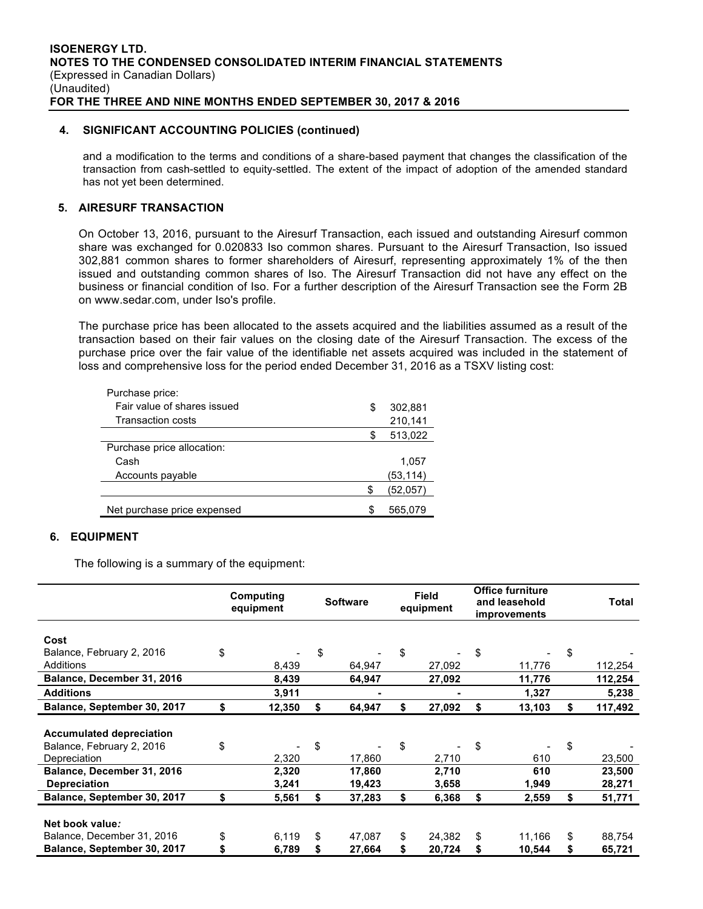### 4. SIGNIFICANT ACCOUNTING POLICIES (continued)

and a modification to the terms and conditions of a share-based payment that changes the classification of the transaction from cash-settled to equity-settled. The extent of the impact of adoption of the amended standard has not yet been determined.

### 5. AIRESURF TRANSACTION

On October 13, 2016, pursuant to the Airesurf Transaction, each issued and outstanding Airesurf common share was exchanged for 0.020833 Iso common shares. Pursuant to the Airesurf Transaction, Iso issued 302,881 common shares to former shareholders of Airesurf, representing approximately 1% of the then issued and outstanding common shares of Iso. The Airesurf Transaction did not have any effect on the business or financial condition of Iso. For a further description of the Airesurf Transaction see the Form 2B on www.sedar.com, under Iso's profile.

The purchase price has been allocated to the assets acquired and the liabilities assumed as a result of the transaction based on their fair values on the closing date of the Airesurf Transaction. The excess of the purchase price over the fair value of the identifiable net assets acquired was included in the statement of loss and comprehensive loss for the period ended December 31, 2016 as a TSXV listing cost:

| | |
|---|---|
| Purchase price: | |
| Fair value of shares issued | $ 302,881 |
| Transaction costs | 210,141 |
| | $ 513,022 |
| Purchase price allocation: | |
| Cash | 1,057 |
| Accounts payable | (53,114) |
| | $ (52,057) |
| Net purchase price expensed | $ 565,079 |

### 6. EQUIPMENT

The following is a summary of the equipment:

| | Computing equipment | Software | Field equipment | Office furniture and leasehold improvements | Total |
|---|---|---|---|---|---|
| **Cost** | | | | | |
| Balance, February 2, 2016 | $ - | $ - | $ - | $ - | $ - |
| Additions | 8,439 | 64,947 | 27,092 | 11,776 | 112,254 |
| **Balance, December 31, 2016** | **8,439** | **64,947** | **27,092** | **11,776** | **112,254** |
| **Additions** | **3,911** | **-** | **-** | **1,327** | **5,238** |
| **Balance, September 30, 2017** | **$ 12,350** | **$ 64,947** | **$ 27,092** | **$ 13,103** | **$ 117,492** |
| **Accumulated depreciation** | | | | | |
| Balance, February 2, 2016 | $ - | $ - | $ - | $ - | $ - |
| Depreciation | 2,320 | 17,860 | 2,710 | 610 | 23,500 |
| **Balance, December 31, 2016** | **2,320** | **17,860** | **2,710** | **610** | **23,500** |
| **Depreciation** | **3,241** | **19,423** | **3,658** | **1,949** | **28,271** |
| **Balance, September 30, 2017** | **$ 5,561** | **$ 37,283** | **$ 6,368** | **$ 2,559** | **$ 51,771** |
| **Net book value:** | | | | | |
| Balance, December 31, 2016 | $ 6,119 | $ 47,087 | $ 24,382 | $ 11,166 | $ 88,754 |
| **Balance, September 30, 2017** | **$ 6,789** | **$ 27,664** | **$ 20,724** | **$ 10,544** | **$ 65,721** |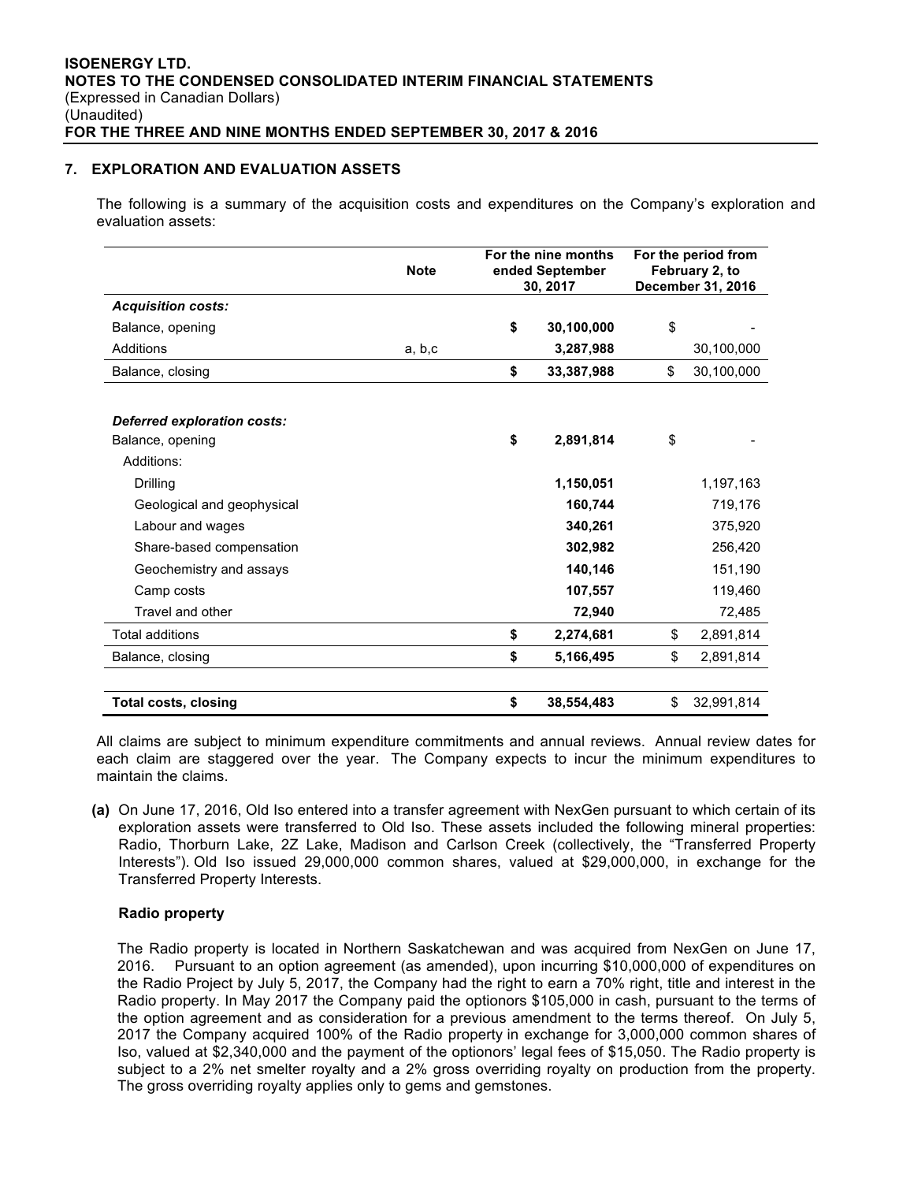## 7. EXPLORATION AND EVALUATION ASSETS

The following is a summary of the acquisition costs and expenditures on the Company's exploration and evaluation assets:

| | Note | For the nine months ended September 30, 2017 | For the period from February 2, to December 31, 2016 |
|---|---|---|---|
| ***Acquisition costs:*** | | | |
| Balance, opening | | **$ 30,100,000** | $ - |
| Additions | a, b,c | **3,287,988** | 30,100,000 |
| Balance, closing | | **$ 33,387,988** | $ 30,100,000 |
| | | | |
| ***Deferred exploration costs:*** | | | |
| Balance, opening | | **$ 2,891,814** | $ - |
| Additions: | | | |
| Drilling | | **1,150,051** | 1,197,163 |
| Geological and geophysical | | **160,744** | 719,176 |
| Labour and wages | | **340,261** | 375,920 |
| Share-based compensation | | **302,982** | 256,420 |
| Geochemistry and assays | | **140,146** | 151,190 |
| Camp costs | | **107,557** | 119,460 |
| Travel and other | | **72,940** | 72,485 |
| Total additions | | **$ 2,274,681** | $ 2,891,814 |
| Balance, closing | | **$ 5,166,495** | $ 2,891,814 |
| | | | |
| **Total costs, closing** | | **$ 38,554,483** | $ 32,991,814 |

All claims are subject to minimum expenditure commitments and annual reviews. Annual review dates for each claim are staggered over the year. The Company expects to incur the minimum expenditures to maintain the claims.

**(a)** On June 17, 2016, Old Iso entered into a transfer agreement with NexGen pursuant to which certain of its exploration assets were transferred to Old Iso. These assets included the following mineral properties: Radio, Thorburn Lake, 2Z Lake, Madison and Carlson Creek (collectively, the "Transferred Property Interests"). Old Iso issued 29,000,000 common shares, valued at $29,000,000, in exchange for the Transferred Property Interests.

**Radio property**

The Radio property is located in Northern Saskatchewan and was acquired from NexGen on June 17, 2016. Pursuant to an option agreement (as amended), upon incurring $10,000,000 of expenditures on the Radio Project by July 5, 2017, the Company had the right to earn a 70% right, title and interest in the Radio property. In May 2017 the Company paid the optionors $105,000 in cash, pursuant to the terms of the option agreement and as consideration for a previous amendment to the terms thereof. On July 5, 2017 the Company acquired 100% of the Radio property in exchange for 3,000,000 common shares of Iso, valued at $2,340,000 and the payment of the optionors' legal fees of $15,050. The Radio property is subject to a 2% net smelter royalty and a 2% gross overriding royalty on production from the property. The gross overriding royalty applies only to gems and gemstones.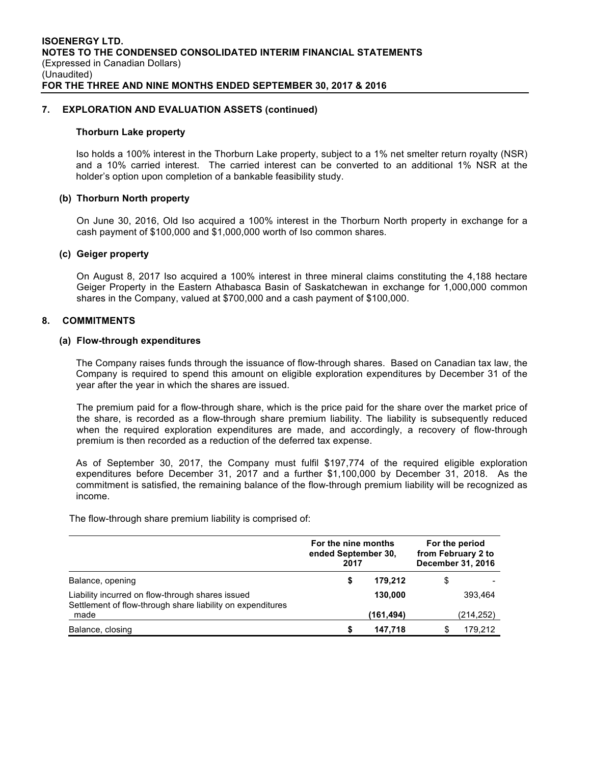## 7. EXPLORATION AND EVALUATION ASSETS (continued)

### Thorburn Lake property

Iso holds a 100% interest in the Thorburn Lake property, subject to a 1% net smelter return royalty (NSR) and a 10% carried interest. The carried interest can be converted to an additional 1% NSR at the holder's option upon completion of a bankable feasibility study.

### (b) Thorburn North property

On June 30, 2016, Old Iso acquired a 100% interest in the Thorburn North property in exchange for a cash payment of $100,000 and $1,000,000 worth of Iso common shares.

### (c) Geiger property

On August 8, 2017 Iso acquired a 100% interest in three mineral claims constituting the 4,188 hectare Geiger Property in the Eastern Athabasca Basin of Saskatchewan in exchange for 1,000,000 common shares in the Company, valued at $700,000 and a cash payment of $100,000.

## 8. COMMITMENTS

### (a) Flow-through expenditures

The Company raises funds through the issuance of flow-through shares. Based on Canadian tax law, the Company is required to spend this amount on eligible exploration expenditures by December 31 of the year after the year in which the shares are issued.

The premium paid for a flow-through share, which is the price paid for the share over the market price of the share, is recorded as a flow-through share premium liability. The liability is subsequently reduced when the required exploration expenditures are made, and accordingly, a recovery of flow-through premium is then recorded as a reduction of the deferred tax expense.

As of September 30, 2017, the Company must fulfil $197,774 of the required eligible exploration expenditures before December 31, 2017 and a further $1,100,000 by December 31, 2018. As the commitment is satisfied, the remaining balance of the flow-through premium liability will be recognized as income.

The flow-through share premium liability is comprised of:

| | For the nine months ended September 30, 2017 | For the period from February 2 to December 31, 2016 |
|---|---|---|
| Balance, opening | **$ 179,212** | $ - |
| Liability incurred on flow-through shares issued | **130,000** | 393,464 |
| Settlement of flow-through share liability on expenditures made | **(161,494)** | (214,252) |
| Balance, closing | **$ 147,718** | $ 179,212 |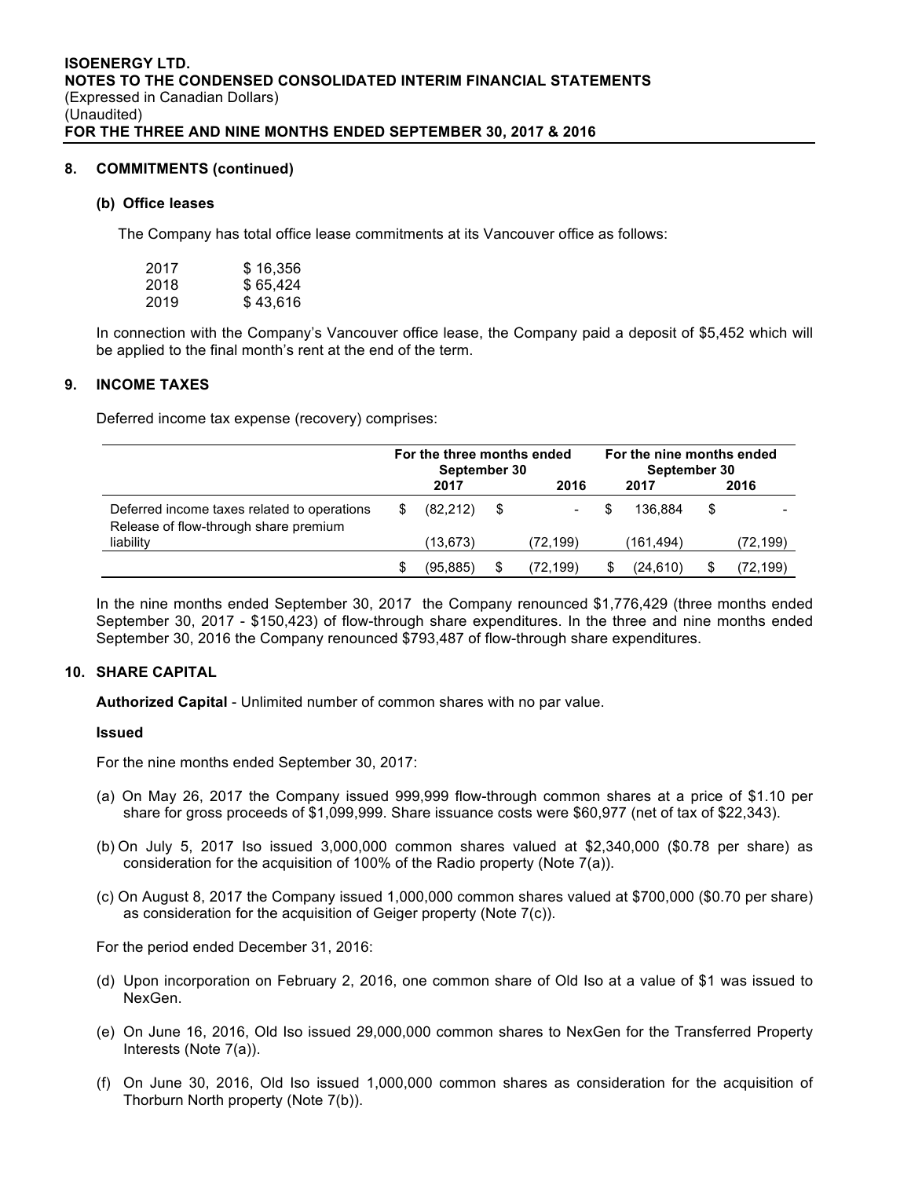## 8. COMMITMENTS (continued)

### (b) Office leases

The Company has total office lease commitments at its Vancouver office as follows:

| | |
|---|---|
| 2017 | $ 16,356 |
| 2018 | $ 65,424 |
| 2019 | $ 43,616 |

In connection with the Company's Vancouver office lease, the Company paid a deposit of $5,452 which will be applied to the final month's rent at the end of the term.

## 9. INCOME TAXES

Deferred income tax expense (recovery) comprises:

| | For the three months ended September 30 | | For the nine months ended September 30 | |
|---|---|---|---|---|
| | 2017 | 2016 | 2017 | 2016 |
| Deferred income taxes related to operations | $ (82,212) | $ - | $ 136,884 | $ - |
| Release of flow-through share premium liability | (13,673) | (72,199) | (161,494) | (72,199) |
| | $ (95,885) | $ (72,199) | $ (24,610) | $ (72,199) |

In the nine months ended September 30, 2017 the Company renounced $1,776,429 (three months ended September 30, 2017 - $150,423) of flow-through share expenditures. In the three and nine months ended September 30, 2016 the Company renounced $793,487 of flow-through share expenditures.

## 10. SHARE CAPITAL

**Authorized Capital** - Unlimited number of common shares with no par value.

**Issued**

For the nine months ended September 30, 2017:

(a) On May 26, 2017 the Company issued 999,999 flow-through common shares at a price of $1.10 per share for gross proceeds of $1,099,999. Share issuance costs were $60,977 (net of tax of $22,343).

(b) On July 5, 2017 Iso issued 3,000,000 common shares valued at $2,340,000 ($0.78 per share) as consideration for the acquisition of 100% of the Radio property (Note 7(a)).

(c) On August 8, 2017 the Company issued 1,000,000 common shares valued at $700,000 ($0.70 per share) as consideration for the acquisition of Geiger property (Note 7(c)).

For the period ended December 31, 2016:

(d) Upon incorporation on February 2, 2016, one common share of Old Iso at a value of $1 was issued to NexGen.

(e) On June 16, 2016, Old Iso issued 29,000,000 common shares to NexGen for the Transferred Property Interests (Note 7(a)).

(f) On June 30, 2016, Old Iso issued 1,000,000 common shares as consideration for the acquisition of Thorburn North property (Note 7(b)).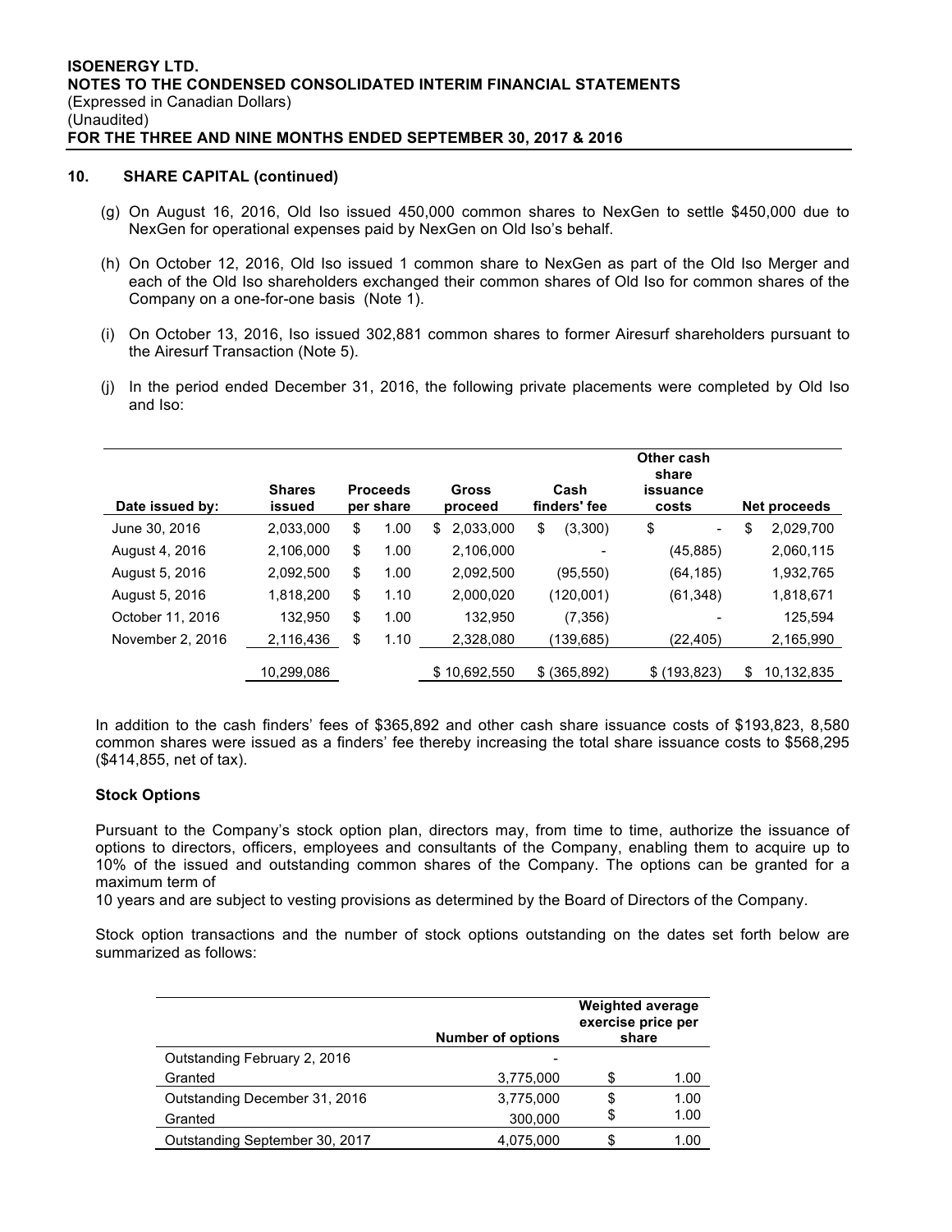## 10. SHARE CAPITAL (continued)

(g) On August 16, 2016, Old Iso issued 450,000 common shares to NexGen to settle $450,000 due to NexGen for operational expenses paid by NexGen on Old Iso's behalf.

(h) On October 12, 2016, Old Iso issued 1 common share to NexGen as part of the Old Iso Merger and each of the Old Iso shareholders exchanged their common shares of Old Iso for common shares of the Company on a one-for-one basis (Note 1).

(i) On October 13, 2016, Iso issued 302,881 common shares to former Airesurf shareholders pursuant to the Airesurf Transaction (Note 5).

(j) In the period ended December 31, 2016, the following private placements were completed by Old Iso and Iso:

| Date issued by: | Shares issued | Proceeds per share | Gross proceed | Cash finders' fee | Other cash share issuance costs | Net proceeds |
|---|---|---|---|---|---|---|
| June 30, 2016 | 2,033,000 | $ 1.00 | $ 2,033,000 | $ (3,300) | $ - | $ 2,029,700 |
| August 4, 2016 | 2,106,000 | $ 1.00 | 2,106,000 | - | (45,885) | 2,060,115 |
| August 5, 2016 | 2,092,500 | $ 1.00 | 2,092,500 | (95,550) | (64,185) | 1,932,765 |
| August 5, 2016 | 1,818,200 | $ 1.10 | 2,000,020 | (120,001) | (61,348) | 1,818,671 |
| October 11, 2016 | 132,950 | $ 1.00 | 132,950 | (7,356) | - | 125,594 |
| November 2, 2016 | 2,116,436 | $ 1.10 | 2,328,080 | (139,685) | (22,405) | 2,165,990 |
| | 10,299,086 | | $ 10,692,550 | $ (365,892) | $ (193,823) | $ 10,132,835 |

In addition to the cash finders' fees of $365,892 and other cash share issuance costs of $193,823, 8,580 common shares were issued as a finders' fee thereby increasing the total share issuance costs to $568,295 ($414,855, net of tax).

### Stock Options

Pursuant to the Company's stock option plan, directors may, from time to time, authorize the issuance of options to directors, officers, employees and consultants of the Company, enabling them to acquire up to 10% of the issued and outstanding common shares of the Company. The options can be granted for a maximum term of

10 years and are subject to vesting provisions as determined by the Board of Directors of the Company.

Stock option transactions and the number of stock options outstanding on the dates set forth below are summarized as follows:

| | Number of options | Weighted average exercise price per share |
|---|---|---|
| Outstanding February 2, 2016 | - | |
| Granted | 3,775,000 | $ 1.00 |
| Outstanding December 31, 2016 | 3,775,000 | $ 1.00 |
| Granted | 300,000 | $ 1.00 |
| Outstanding September 30, 2017 | 4,075,000 | $ 1.00 |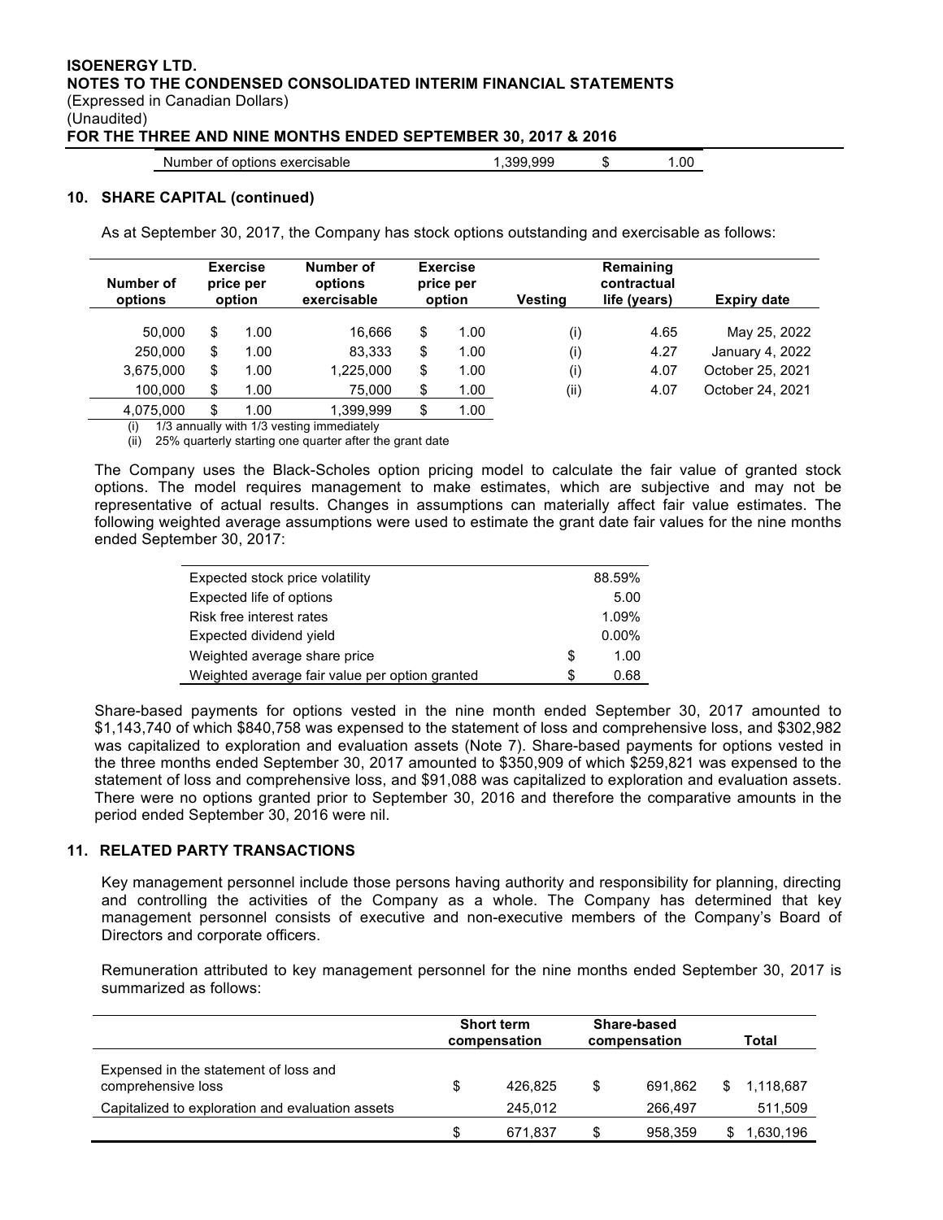| Number of options exercisable | 1,399,999 | $ | 1.00 |
|---|---|---|---|

## 10. SHARE CAPITAL (continued)

As at September 30, 2017, the Company has stock options outstanding and exercisable as follows:

| Number of options | Exercise price per option | Number of options exercisable | Exercise price per option | Vesting | Remaining contractual life (years) | Expiry date |
|---|---|---|---|---|---|---|
| 50,000 | $ 1.00 | 16,666 | $ 1.00 | (i) | 4.65 | May 25, 2022 |
| 250,000 | $ 1.00 | 83,333 | $ 1.00 | (i) | 4.27 | January 4, 2022 |
| 3,675,000 | $ 1.00 | 1,225,000 | $ 1.00 | (i) | 4.07 | October 25, 2021 |
| 100,000 | $ 1.00 | 75,000 | $ 1.00 | (ii) | 4.07 | October 24, 2021 |
| 4,075,000 | $ 1.00 | 1,399,999 | $ 1.00 | | | |

(i) 1/3 annually with 1/3 vesting immediately
(ii) 25% quarterly starting one quarter after the grant date

The Company uses the Black-Scholes option pricing model to calculate the fair value of granted stock options. The model requires management to make estimates, which are subjective and may not be representative of actual results. Changes in assumptions can materially affect fair value estimates. The following weighted average assumptions were used to estimate the grant date fair values for the nine months ended September 30, 2017:

| | |
|---|---|
| Expected stock price volatility | 88.59% |
| Expected life of options | 5.00 |
| Risk free interest rates | 1.09% |
| Expected dividend yield | 0.00% |
| Weighted average share price | $ 1.00 |
| Weighted average fair value per option granted | $ 0.68 |

Share-based payments for options vested in the nine month ended September 30, 2017 amounted to $1,143,740 of which $840,758 was expensed to the statement of loss and comprehensive loss, and $302,982 was capitalized to exploration and evaluation assets (Note 7). Share-based payments for options vested in the three months ended September 30, 2017 amounted to $350,909 of which $259,821 was expensed to the statement of loss and comprehensive loss, and $91,088 was capitalized to exploration and evaluation assets. There were no options granted prior to September 30, 2016 and therefore the comparative amounts in the period ended September 30, 2016 were nil.

## 11. RELATED PARTY TRANSACTIONS

Key management personnel include those persons having authority and responsibility for planning, directing and controlling the activities of the Company as a whole. The Company has determined that key management personnel consists of executive and non-executive members of the Company's Board of Directors and corporate officers.

Remuneration attributed to key management personnel for the nine months ended September 30, 2017 is summarized as follows:

| | Short term compensation | Share-based compensation | Total |
|---|---|---|---|
| Expensed in the statement of loss and comprehensive loss | $ 426,825 | $ 691,862 | $ 1,118,687 |
| Capitalized to exploration and evaluation assets | 245,012 | 266,497 | 511,509 |
| | $ 671,837 | $ 958,359 | $ 1,630,196 |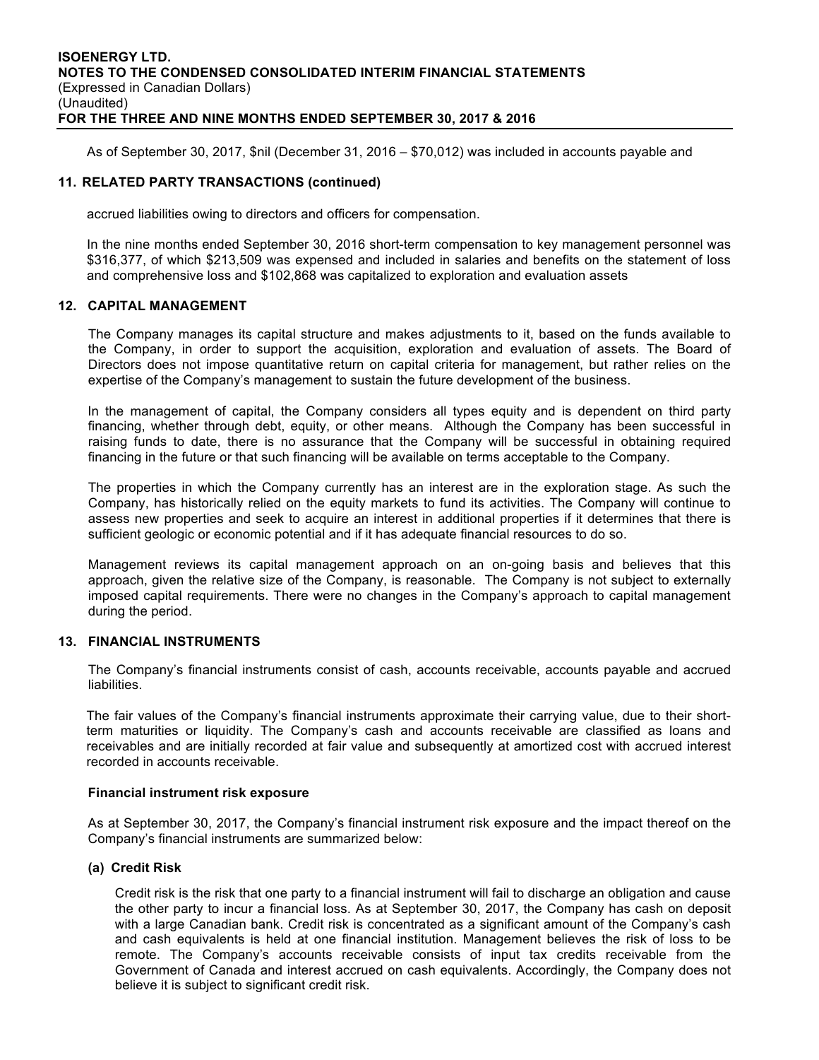As of September 30, 2017, $nil (December 31, 2016 – $70,012) was included in accounts payable and

## 11. RELATED PARTY TRANSACTIONS (continued)

accrued liabilities owing to directors and officers for compensation.

In the nine months ended September 30, 2016 short-term compensation to key management personnel was $316,377, of which $213,509 was expensed and included in salaries and benefits on the statement of loss and comprehensive loss and $102,868 was capitalized to exploration and evaluation assets

## 12. CAPITAL MANAGEMENT

The Company manages its capital structure and makes adjustments to it, based on the funds available to the Company, in order to support the acquisition, exploration and evaluation of assets. The Board of Directors does not impose quantitative return on capital criteria for management, but rather relies on the expertise of the Company's management to sustain the future development of the business.

In the management of capital, the Company considers all types equity and is dependent on third party financing, whether through debt, equity, or other means. Although the Company has been successful in raising funds to date, there is no assurance that the Company will be successful in obtaining required financing in the future or that such financing will be available on terms acceptable to the Company.

The properties in which the Company currently has an interest are in the exploration stage. As such the Company, has historically relied on the equity markets to fund its activities. The Company will continue to assess new properties and seek to acquire an interest in additional properties if it determines that there is sufficient geologic or economic potential and if it has adequate financial resources to do so.

Management reviews its capital management approach on an on-going basis and believes that this approach, given the relative size of the Company, is reasonable. The Company is not subject to externally imposed capital requirements. There were no changes in the Company's approach to capital management during the period.

## 13. FINANCIAL INSTRUMENTS

The Company's financial instruments consist of cash, accounts receivable, accounts payable and accrued liabilities.

The fair values of the Company's financial instruments approximate their carrying value, due to their short-term maturities or liquidity. The Company's cash and accounts receivable are classified as loans and receivables and are initially recorded at fair value and subsequently at amortized cost with accrued interest recorded in accounts receivable.

### Financial instrument risk exposure

As at September 30, 2017, the Company's financial instrument risk exposure and the impact thereof on the Company's financial instruments are summarized below:

#### (a) Credit Risk

Credit risk is the risk that one party to a financial instrument will fail to discharge an obligation and cause the other party to incur a financial loss. As at September 30, 2017, the Company has cash on deposit with a large Canadian bank. Credit risk is concentrated as a significant amount of the Company's cash and cash equivalents is held at one financial institution. Management believes the risk of loss to be remote. The Company's accounts receivable consists of input tax credits receivable from the Government of Canada and interest accrued on cash equivalents. Accordingly, the Company does not believe it is subject to significant credit risk.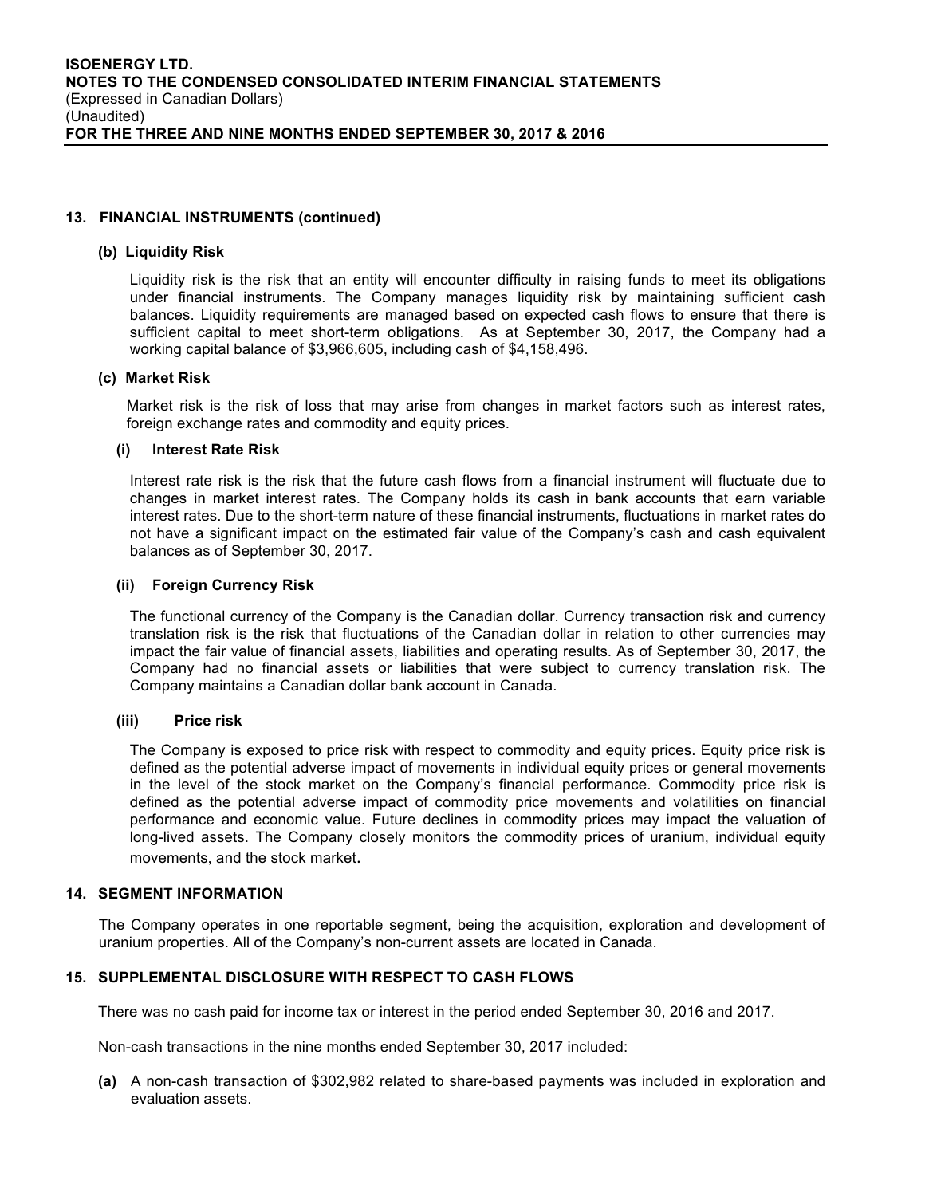## 13. FINANCIAL INSTRUMENTS (continued)

### (b) Liquidity Risk

Liquidity risk is the risk that an entity will encounter difficulty in raising funds to meet its obligations under financial instruments. The Company manages liquidity risk by maintaining sufficient cash balances. Liquidity requirements are managed based on expected cash flows to ensure that there is sufficient capital to meet short-term obligations. As at September 30, 2017, the Company had a working capital balance of $3,966,605, including cash of $4,158,496.

### (c) Market Risk

Market risk is the risk of loss that may arise from changes in market factors such as interest rates, foreign exchange rates and commodity and equity prices.

#### (i) Interest Rate Risk

Interest rate risk is the risk that the future cash flows from a financial instrument will fluctuate due to changes in market interest rates. The Company holds its cash in bank accounts that earn variable interest rates. Due to the short-term nature of these financial instruments, fluctuations in market rates do not have a significant impact on the estimated fair value of the Company's cash and cash equivalent balances as of September 30, 2017.

#### (ii) Foreign Currency Risk

The functional currency of the Company is the Canadian dollar. Currency transaction risk and currency translation risk is the risk that fluctuations of the Canadian dollar in relation to other currencies may impact the fair value of financial assets, liabilities and operating results. As of September 30, 2017, the Company had no financial assets or liabilities that were subject to currency translation risk. The Company maintains a Canadian dollar bank account in Canada.

#### (iii) Price risk

The Company is exposed to price risk with respect to commodity and equity prices. Equity price risk is defined as the potential adverse impact of movements in individual equity prices or general movements in the level of the stock market on the Company's financial performance. Commodity price risk is defined as the potential adverse impact of commodity price movements and volatilities on financial performance and economic value. Future declines in commodity prices may impact the valuation of long-lived assets. The Company closely monitors the commodity prices of uranium, individual equity movements, and the stock market.

## 14. SEGMENT INFORMATION

The Company operates in one reportable segment, being the acquisition, exploration and development of uranium properties. All of the Company's non-current assets are located in Canada.

## 15. SUPPLEMENTAL DISCLOSURE WITH RESPECT TO CASH FLOWS

There was no cash paid for income tax or interest in the period ended September 30, 2016 and 2017.

Non-cash transactions in the nine months ended September 30, 2017 included:

**(a)** A non-cash transaction of $302,982 related to share-based payments was included in exploration and evaluation assets.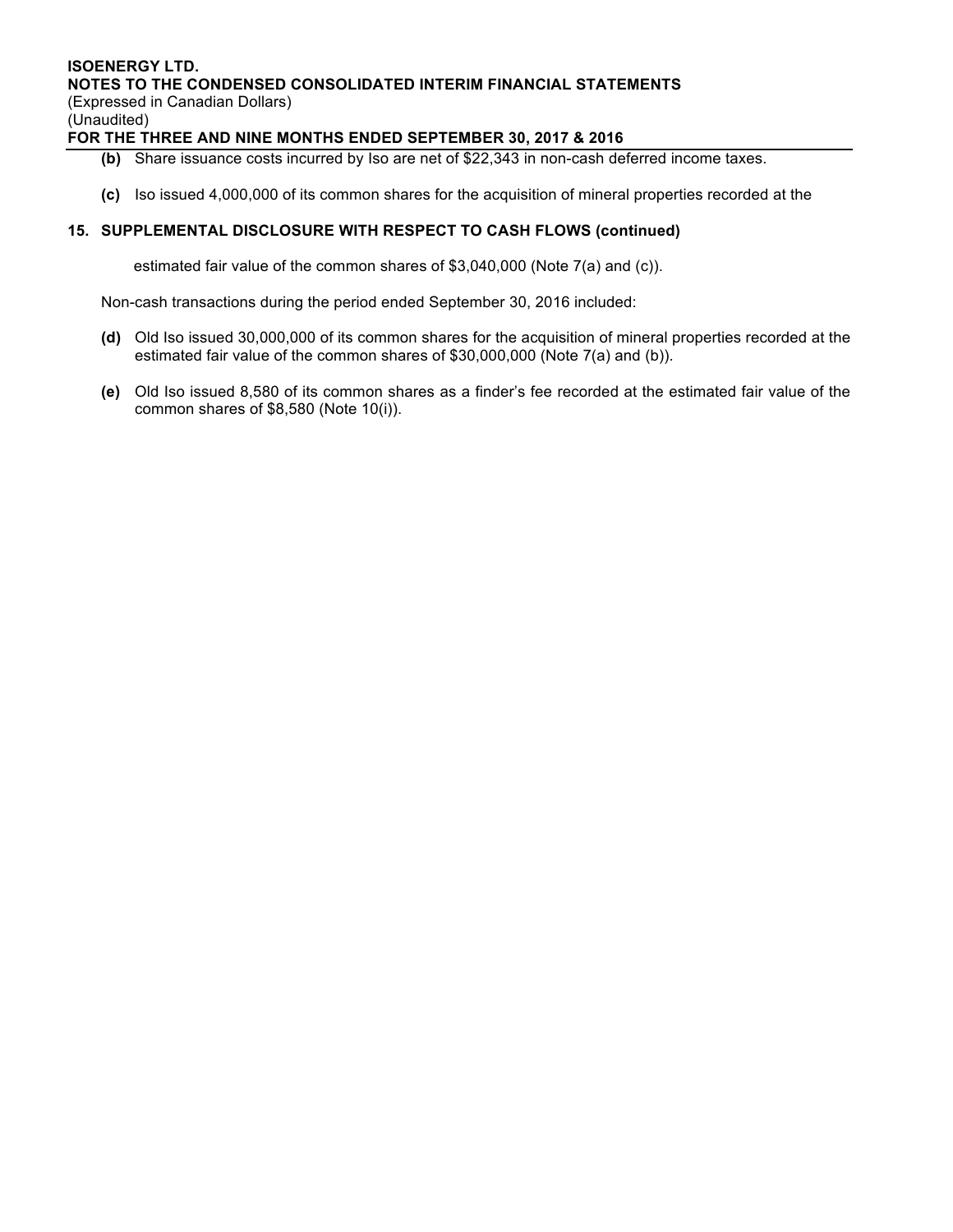**(b)** Share issuance costs incurred by Iso are net of $22,343 in non-cash deferred income taxes.

**(c)** Iso issued 4,000,000 of its common shares for the acquisition of mineral properties recorded at the

## 15. SUPPLEMENTAL DISCLOSURE WITH RESPECT TO CASH FLOWS (continued)

estimated fair value of the common shares of $3,040,000 (Note 7(a) and (c)).

Non-cash transactions during the period ended September 30, 2016 included:

**(d)** Old Iso issued 30,000,000 of its common shares for the acquisition of mineral properties recorded at the estimated fair value of the common shares of $30,000,000 (Note 7(a) and (b)).

**(e)** Old Iso issued 8,580 of its common shares as a finder's fee recorded at the estimated fair value of the common shares of $8,580 (Note 10(i)).